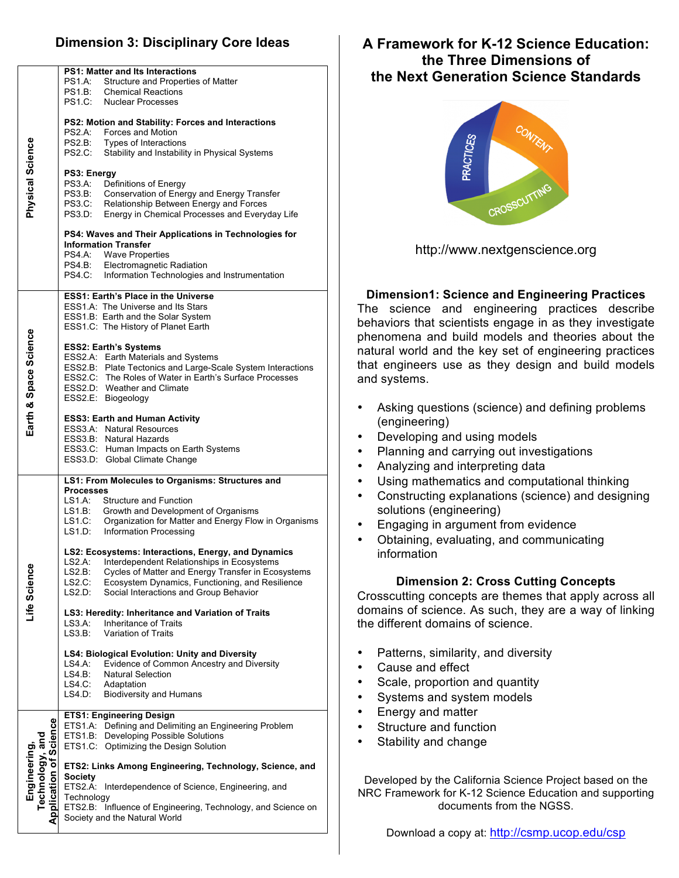# A Framework for K-12 Science Education: the Three Dimensions of the Next Generation Science Standards

http://www.nextgenscience.org

## Dimension1: Science and Engineering Practices

The science and engineering practices describe behaviors that scientists engage in as they investigate phenomena and build models and theories about the natural world and the key set of engineering practices that engineers use as they design and build models and systems.

- Asking questions (science) and defining problems (engineering)
- Developing and using models
- Planning and carrying out investigations
- Analyzing and interpreting data
- Using mathematics and computational thinking
- Constructing explanations (science) and designing solutions (engineering)
- Engaging in argument from evidence
- Obtaining, evaluating, and communicating information

## Dimension 2: Cross Cutting Concepts

Crosscutting concepts are themes that apply across all domains of science. As such, they are a way of linking the different domains of science.

- Patterns, similarity, and diversity
- Cause and effect
- Scale, proportion and quantity
- Systems and system models
- Energy and matter
- Structure and function
- Stability and change

## Dimension 3: Disciplinary Core Ideas

| Domain | Disciplinary Core Ideas |
|---|---|
| Physical Science | **PS1: Matter and Its Interactions**<br>PS1.A: Structure and Properties of Matter<br>PS1.B: Chemical Reactions<br>PS1.C: Nuclear Processes<br><br>**PS2: Motion and Stability: Forces and Interactions**<br>PS2.A: Forces and Motion<br>PS2.B: Types of Interactions<br>PS2.C: Stability and Instability in Physical Systems<br><br>**PS3: Energy**<br>PS3.A: Definitions of Energy<br>PS3.B: Conservation of Energy and Energy Transfer<br>PS3.C: Relationship Between Energy and Forces<br>PS3.D: Energy in Chemical Processes and Everyday Life<br><br>**PS4: Waves and Their Applications in Technologies for Information Transfer**<br>PS4.A: Wave Properties<br>PS4.B: Electromagnetic Radiation<br>PS4.C: Information Technologies and Instrumentation |
| Earth & Space Science | **ESS1: Earth's Place in the Universe**<br>ESS1.A: The Universe and Its Stars<br>ESS1.B: Earth and the Solar System<br>ESS1.C: The History of Planet Earth<br><br>**ESS2: Earth's Systems**<br>ESS2.A: Earth Materials and Systems<br>ESS2.B: Plate Tectonics and Large-Scale System Interactions<br>ESS2.C: The Roles of Water in Earth's Surface Processes<br>ESS2.D: Weather and Climate<br>ESS2.E: Biogeology<br><br>**ESS3: Earth and Human Activity**<br>ESS3.A: Natural Resources<br>ESS3.B: Natural Hazards<br>ESS3.C: Human Impacts on Earth Systems<br>ESS3.D: Global Climate Change |
| Life Science | **LS1: From Molecules to Organisms: Structures and Processes**<br>LS1.A: Structure and Function<br>LS1.B: Growth and Development of Organisms<br>LS1.C: Organization for Matter and Energy Flow in Organisms<br>LS1.D: Information Processing<br><br>**LS2: Ecosystems: Interactions, Energy, and Dynamics**<br>LS2.A: Interdependent Relationships in Ecosystems<br>LS2.B: Cycles of Matter and Energy Transfer in Ecosystems<br>LS2.C: Ecosystem Dynamics, Functioning, and Resilience<br>LS2.D: Social Interactions and Group Behavior<br><br>**LS3: Heredity: Inheritance and Variation of Traits**<br>LS3.A: Inheritance of Traits<br>LS3.B: Variation of Traits<br><br>**LS4: Biological Evolution: Unity and Diversity**<br>LS4.A: Evidence of Common Ancestry and Diversity<br>LS4.B: Natural Selection<br>LS4.C: Adaptation<br>LS4.D: Biodiversity and Humans |
| Engineering, Technology, and Application of Science | **ETS1: Engineering Design**<br>ETS1.A: Defining and Delimiting an Engineering Problem<br>ETS1.B: Developing Possible Solutions<br>ETS1.C: Optimizing the Design Solution<br><br>**ETS2: Links Among Engineering, Technology, Science, and Society**<br>ETS2.A: Interdependence of Science, Engineering, and Technology<br>ETS2.B: Influence of Engineering, Technology, and Science on Society and the Natural World |

Developed by the California Science Project based on the NRC Framework for K-12 Science Education and supporting documents from the NGSS.

Download a copy at: http://csmp.ucop.edu/csp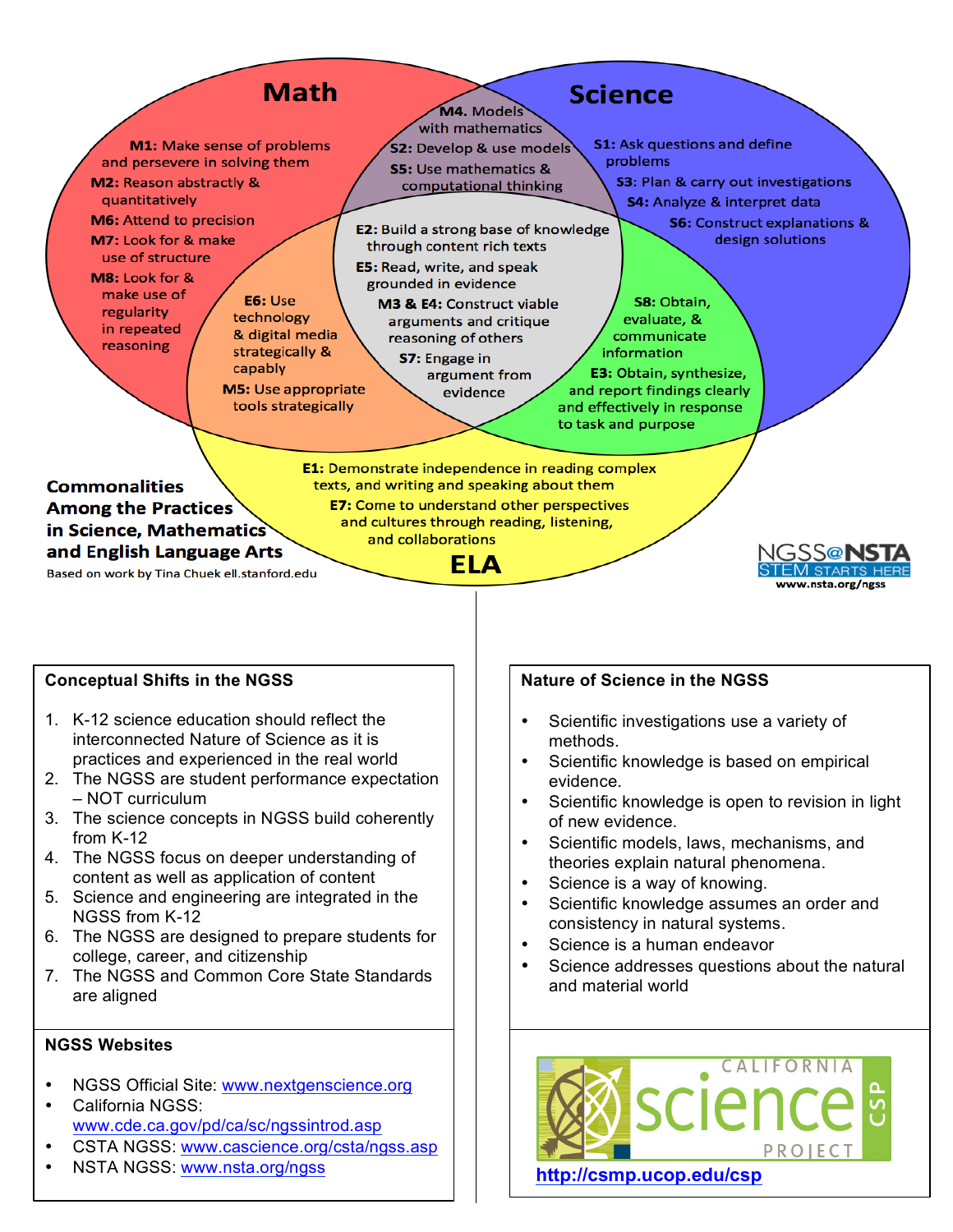## Math

**M1:** Make sense of problems and persevere in solving them

**M2:** Reason abstractly & quantitatively

**M6:** Attend to precision

**M7:** Look for & make use of structure

**M8:** Look for & make use of regularity in repeated reasoning

## Science

**S1:** Ask questions and define problems

**S3:** Plan & carry out investigations

**S4:** Analyze & interpret data

**S6:** Construct explanations & design solutions

**M4.** Models with mathematics

**S2:** Develop & use models

**S5:** Use mathematics & computational thinking

**E2:** Build a strong base of knowledge through content rich texts

**E5:** Read, write, and speak grounded in evidence

**M3 & E4:** Construct viable arguments and critique reasoning of others

**S7:** Engage in argument from evidence

**E6:** Use technology & digital media strategically & capably

**M5:** Use appropriate tools strategically

**S8:** Obtain, evaluate, & communicate information

**E3:** Obtain, synthesize, and report findings clearly and effectively in response to task and purpose

**E1:** Demonstrate independence in reading complex texts, and writing and speaking about them

**E7:** Come to understand other perspectives and cultures through reading, listening, and collaborations

## ELA

**Commonalities Among the Practices in Science, Mathematics and English Language Arts**

Based on work by Tina Chuek ell.stanford.edu

NGSS@NSTA STEM STARTS HERE www.nsta.org/ngss

### Conceptual Shifts in the NGSS

1. K-12 science education should reflect the interconnected Nature of Science as it is practices and experienced in the real world
2. The NGSS are student performance expectation – NOT curriculum
3. The science concepts in NGSS build coherently from K-12
4. The NGSS focus on deeper understanding of content as well as application of content
5. Science and engineering are integrated in the NGSS from K-12
6. The NGSS are designed to prepare students for college, career, and citizenship
7. The NGSS and Common Core State Standards are aligned

### NGSS Websites

- NGSS Official Site: www.nextgenscience.org
- California NGSS: www.cde.ca.gov/pd/ca/sc/ngssintrod.asp
- CSTA NGSS: www.cascience.org/csta/ngss.asp
- NSTA NGSS: www.nsta.org/ngss

### Nature of Science in the NGSS

- Scientific investigations use a variety of methods.
- Scientific knowledge is based on empirical evidence.
- Scientific knowledge is open to revision in light of new evidence.
- Scientific models, laws, mechanisms, and theories explain natural phenomena.
- Science is a way of knowing.
- Scientific knowledge assumes an order and consistency in natural systems.
- Science is a human endeavor
- Science addresses questions about the natural and material world

CALIFORNIA science PROJECT CSP

http://csmp.ucop.edu/csp